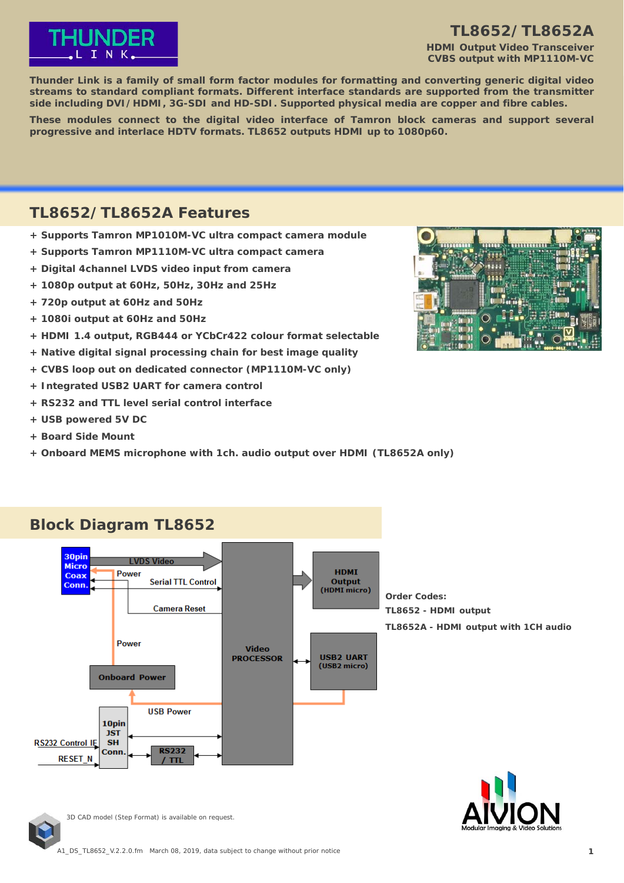# TL8652/ TL8652A

**HDMI Output Video Transceiver**
**CVBS output with MP1110M-VC**

**Thunder Link is a family of small form factor modules for formatting and converting generic digital video streams to standard compliant formats. Different interface standards are supported from the transmitter side including DVI/ HDMI, 3G-SDI and HD-SDI. Supported physical media are copper and fibre cables.**

**These modules connect to the digital video interface of Tamron block cameras and support several progressive and interlace HDTV formats. TL8652 outputs HDMI up to 1080p60.**

## TL8652/ TL8652A Features

- + Supports Tamron MP1010M-VC ultra compact camera module
- + Supports Tamron MP1110M-VC ultra compact camera
- + Digital 4channel LVDS video input from camera
- + 1080p output at 60Hz, 50Hz, 30Hz and 25Hz
- + 720p output at 60Hz and 50Hz
- + 1080i output at 60Hz and 50Hz
- + HDMI 1.4 output, RGB444 or YCbCr422 colour format selectable
- + Native digital signal processing chain for best image quality
- + CVBS loop out on dedicated connector (MP1110M-VC only)
- + Integrated USB2 UART for camera control
- + RS232 and TTL level serial control interface
- + USB powered 5V DC
- + Board Side Mount
- + Onboard MEMS microphone with 1ch. audio output over HDMI (TL8652A only)

## Block Diagram TL8652

30pin Micro Coax Conn. — LVDS Video — Power — Serial TTL Control — Camera Reset — Power — Onboard Power — USB Power — Video PROCESSOR — HDMI Output (HDMI micro) — USB2 UART (USB2 micro) — 10pin JST SH Conn. — RS232 Control IF — RESET_N — RS232 / TTL

**Order Codes:**

**TL8652 - HDMI output**

**TL8652A - HDMI output with 1CH audio**

3D CAD model (Step Format) is available on request.

A1_DS_TL8652_V.2.2.0.fm March 08, 2019, data subject to change without prior notice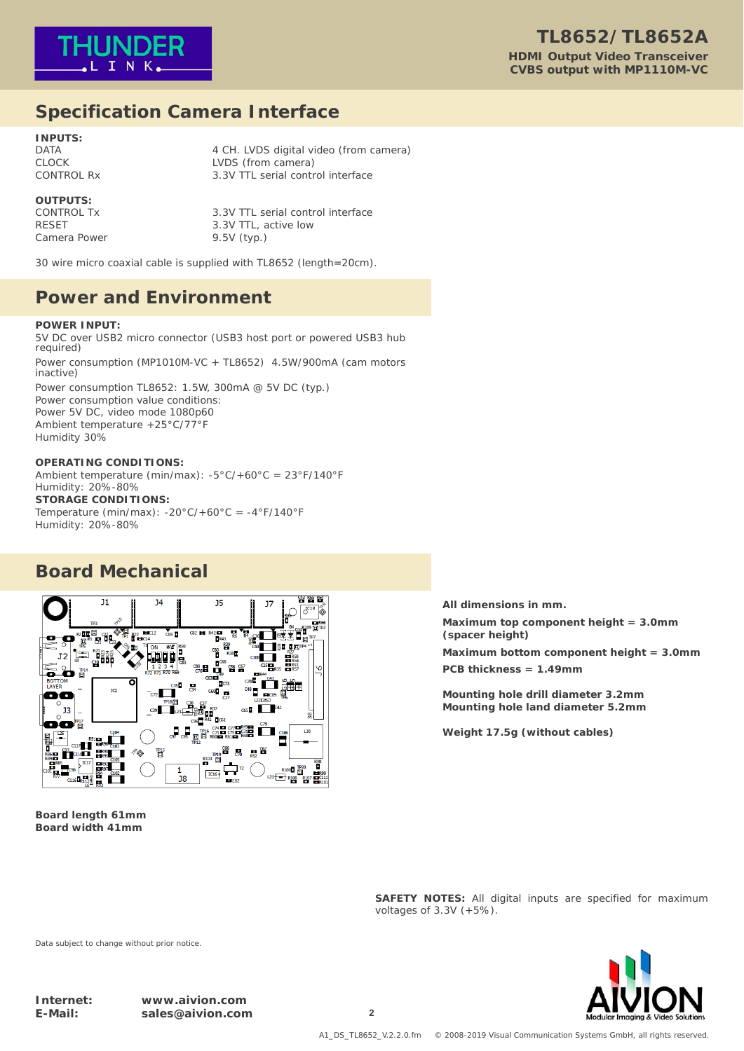## Specification Camera Interface

**INPUTS:**

| | |
|---|---|
| DATA | 4 CH. LVDS digital video (from camera) |
| CLOCK | LVDS (from camera) |
| CONTROL Rx | 3.3V TTL serial control interface |

**OUTPUTS:**

| | |
|---|---|
| CONTROL Tx | 3.3V TTL serial control interface |
| RESET | 3.3V TTL, active low |
| Camera Power | 9.5V (typ.) |

30 wire micro coaxial cable is supplied with TL8652 (length=20cm).

## Power and Environment

**POWER INPUT:**

5V DC over USB2 micro connector (USB3 host port or powered USB3 hub required)

Power consumption (MP1010M-VC + TL8652) 4.5W/900mA (cam motors inactive)

Power consumption TL8652: 1.5W, 300mA @ 5V DC (typ.)
Power consumption value conditions:
Power 5V DC, video mode 1080p60
Ambient temperature +25°C/77°F
Humidity 30%

**OPERATING CONDITIONS:**

Ambient temperature (min/max): -5°C/+60°C = 23°F/140°F
Humidity: 20%-80%

**STORAGE CONDITIONS:**

Temperature (min/max): -20°C/+60°C = -4°F/140°F
Humidity: 20%-80%

## Board Mechanical

**Board length 61mm**
**Board width 41mm**

**All dimensions in mm.**

**Maximum top component height = 3.0mm (spacer height)**

**Maximum bottom component height = 3.0mm**

**PCB thickness = 1.49mm**

**Mounting hole drill diameter 3.2mm**
**Mounting hole land diameter 5.2mm**

**Weight 17.5g (without cables)**

**SAFETY NOTES:** All digital inputs are specified for maximum voltages of 3.3V (+5%).

Data subject to change without prior notice.

**Internet:** **www.aivion.com**
**E-Mail:** **sales@aivion.com**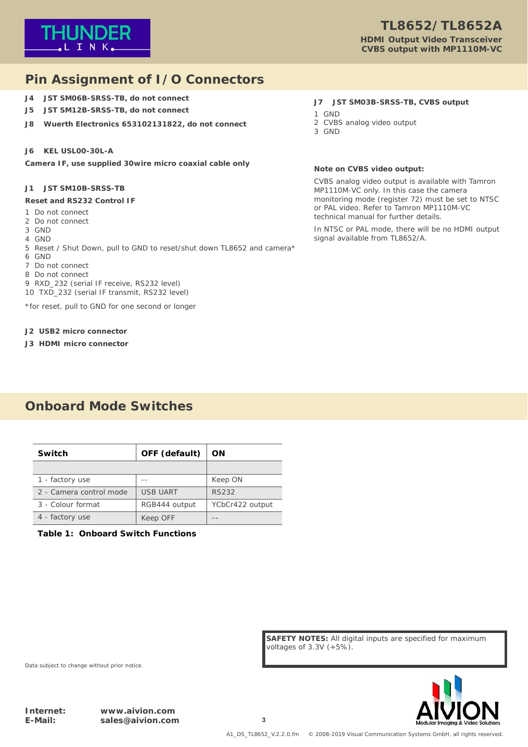## Pin Assignment of I/O Connectors

**J4 JST SM06B-SRSS-TB, do not connect**

**J5 JST SM12B-SRSS-TB, do not connect**

**J8 Wuerth Electronics 653102131822, do not connect**

**J6 KEL USL00-30L-A**

**Camera IF, use supplied 30wire micro coaxial cable only**

**J1 JST SM10B-SRSS-TB**

**Reset and RS232 Control IF**

1 Do not connect
2 Do not connect
3 GND
4 GND
5 Reset / Shut Down, pull to GND to reset/shut down TL8652 and camera*
6 GND
7 Do not connect
8 Do not connect
9 RXD_232 (serial IF receive, RS232 level)
10 TXD_232 (serial IF transmit, RS232 level)

*for reset, pull to GND for one second or longer

**J2 USB2 micro connector**

**J3 HDMI micro connector**

**J7 JST SM03B-SRSS-TB, CVBS output**

1 GND
2 CVBS analog video output
3 GND

**Note on CVBS video output:**

CVBS analog video output is available with Tamron MP1110M-VC only. In this case the camera monitoring mode (register 72) must be set to NTSC or PAL video. Refer to Tamron MP1110M-VC technical manual for further details.

In NTSC or PAL mode, there will be no HDMI output signal available from TL8652/A.

## Onboard Mode Switches

| Switch | OFF (default) | ON |
|---|---|---|
| 1 - factory use | -- | Keep ON |
| 2 - Camera control mode | USB UART | RS232 |
| 3 - Colour format | RGB444 output | YCbCr422 output |
| 4 - factory use | Keep OFF | -- |

**Table 1: Onboard Switch Functions**

**SAFETY NOTES:** All digital inputs are specified for maximum voltages of 3.3V (+5%).

Data subject to change without prior notice.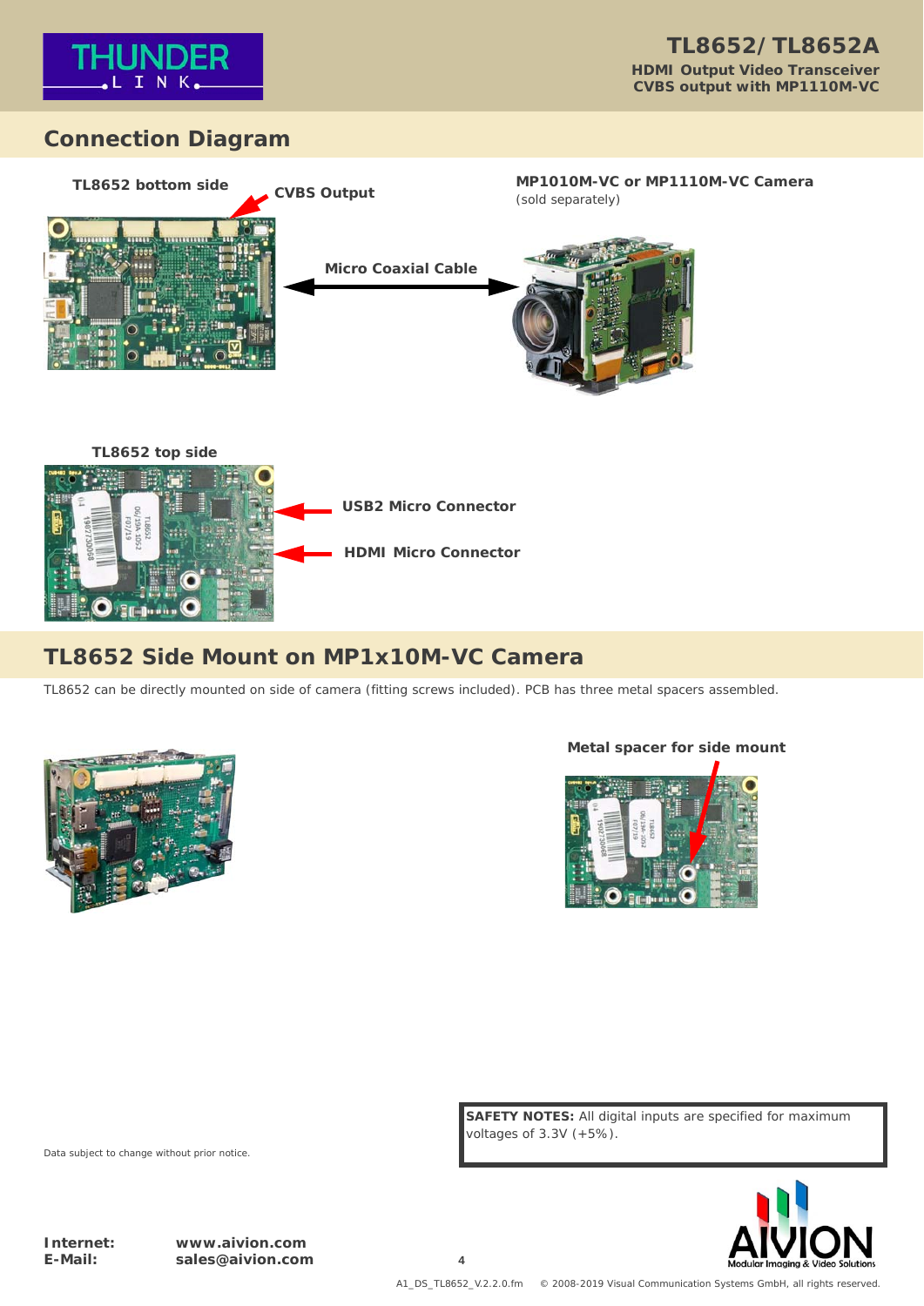## Connection Diagram

**TL8652 bottom side**

**CVBS Output**

**MP1010M-VC or MP1110M-VC Camera**
(sold separately)

**Micro Coaxial Cable**

**TL8652 top side**

**USB2 Micro Connector**

**HDMI Micro Connector**

## TL8652 Side Mount on MP1x10M-VC Camera

TL8652 can be directly mounted on side of camera (fitting screws included). PCB has three metal spacers assembled.

**Metal spacer for side mount**

Data subject to change without prior notice.

**SAFETY NOTES:** All digital inputs are specified for maximum voltages of 3.3V (+5%).

**Internet:** **www.aivion.com**
**E-Mail:** **sales@aivion.com**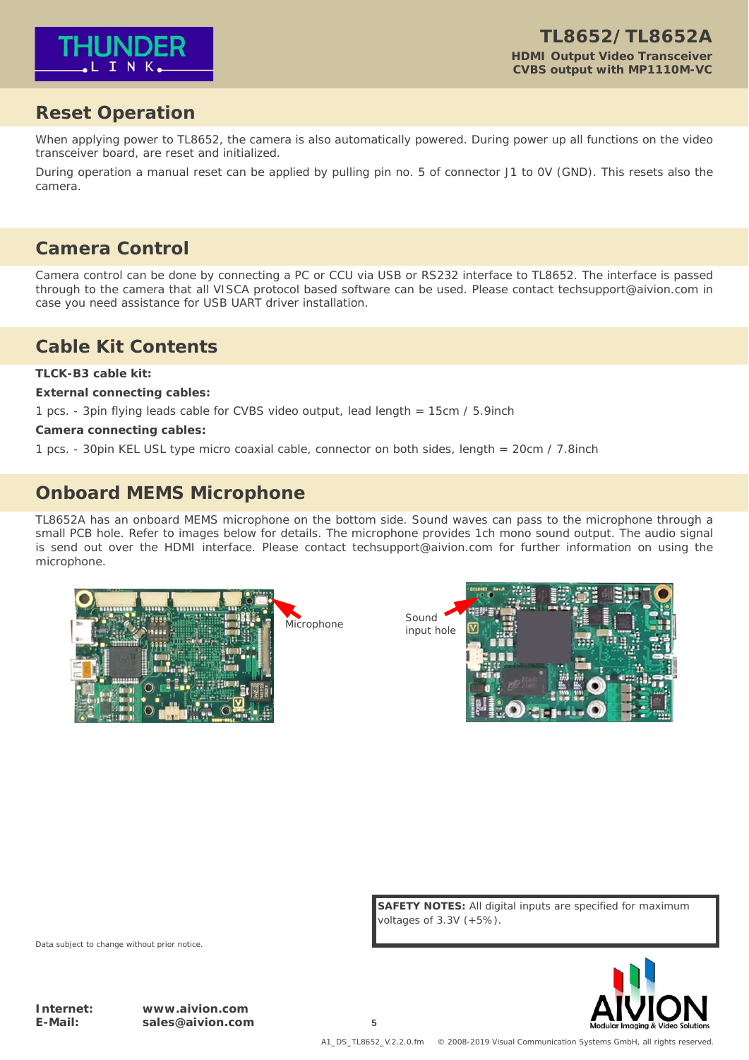## Reset Operation

When applying power to TL8652, the camera is also automatically powered. During power up all functions on the video transceiver board, are reset and initialized.

During operation a manual reset can be applied by pulling pin no. 5 of connector J1 to 0V (GND). This resets also the camera.

## Camera Control

Camera control can be done by connecting a PC or CCU via USB or RS232 interface to TL8652. The interface is passed through to the camera that all VISCA protocol based software can be used. Please contact techsupport@aivion.com in case you need assistance for USB UART driver installation.

## Cable Kit Contents

**TLCK-B3 cable kit:**

**External connecting cables:**

1 pcs. - 3pin flying leads cable for CVBS video output, lead length = 15cm / 5.9inch

**Camera connecting cables:**

1 pcs. - 30pin KEL USL type micro coaxial cable, connector on both sides, length = 20cm / 7.8inch

## Onboard MEMS Microphone

TL8652A has an onboard MEMS microphone on the bottom side. Sound waves can pass to the microphone through a small PCB hole. Refer to images below for details. The microphone provides 1ch mono sound output. The audio signal is send out over the HDMI interface. Please contact techsupport@aivion.com for further information on using the microphone.

Microphone

Sound input hole

**SAFETY NOTES:** All digital inputs are specified for maximum voltages of 3.3V (+5%).

Data subject to change without prior notice.

**Internet:** www.aivion.com
**E-Mail:** sales@aivion.com

A1_DS_TL8652_V.2.2.0.fm © 2008-2019 Visual Communication Systems GmbH, all rights reserved.